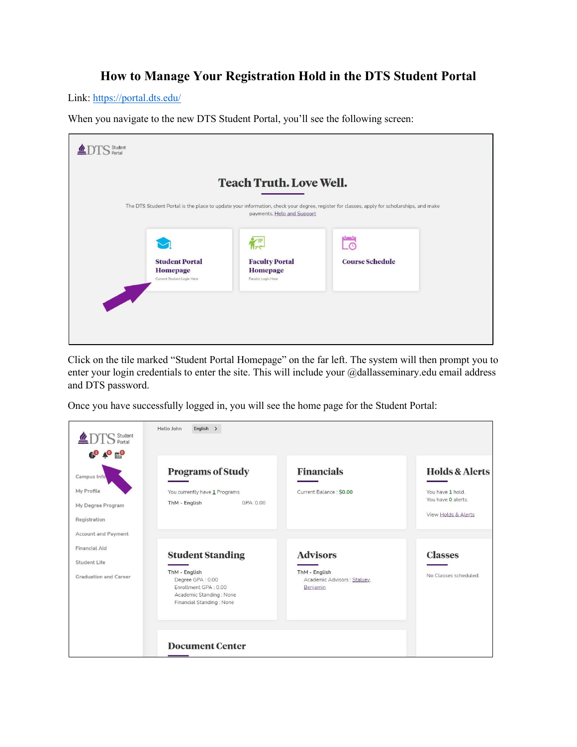# How to Manage Your Registration Hold in the DTS Student Portal

Link: https://portal.dts.edu/

When you navigate to the new DTS Student Portal, you'll see the following screen:

Click on the tile marked "Student Portal Homepage" on the far left. The system will then prompt you to enter your login credentials to enter the site. This will include your @dallasseminary.edu email address and DTS password.

Once you have successfully logged in, you will see the home page for the Student Portal: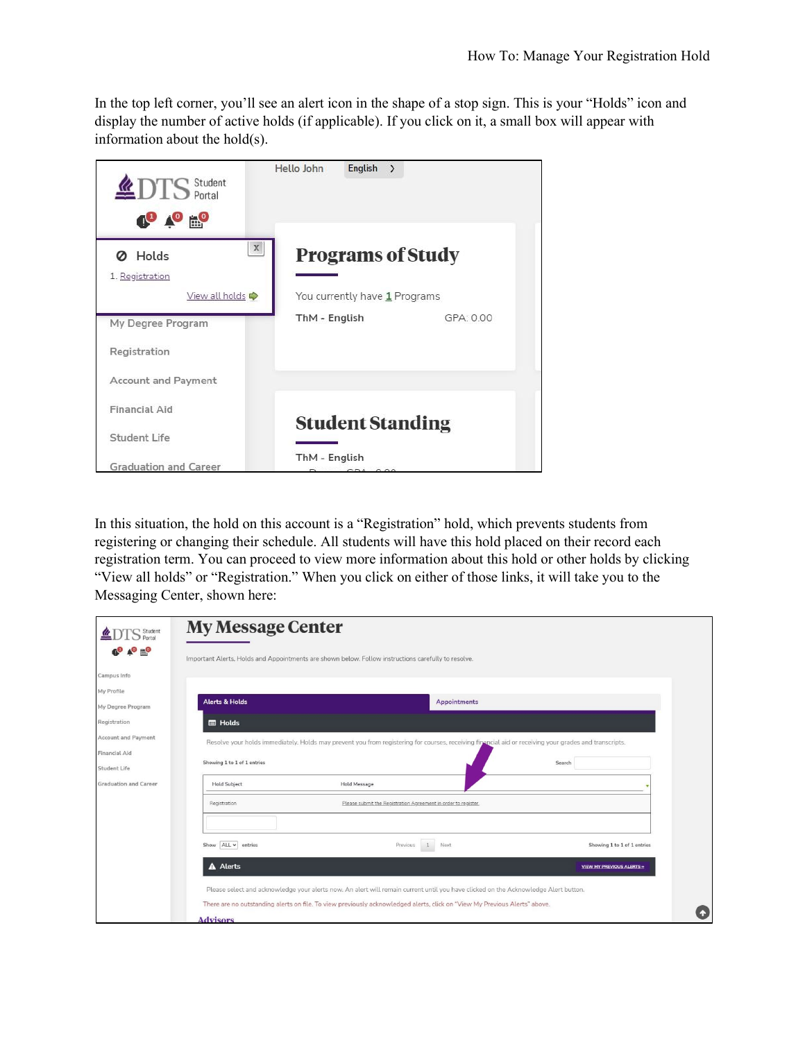In the top left corner, you'll see an alert icon in the shape of a stop sign. This is your "Holds" icon and display the number of active holds (if applicable). If you click on it, a small box will appear with information about the hold(s).

In this situation, the hold on this account is a "Registration" hold, which prevents students from registering or changing their schedule. All students will have this hold placed on their record each registration term. You can proceed to view more information about this hold or other holds by clicking "View all holds" or "Registration." When you click on either of those links, it will take you to the Messaging Center, shown here: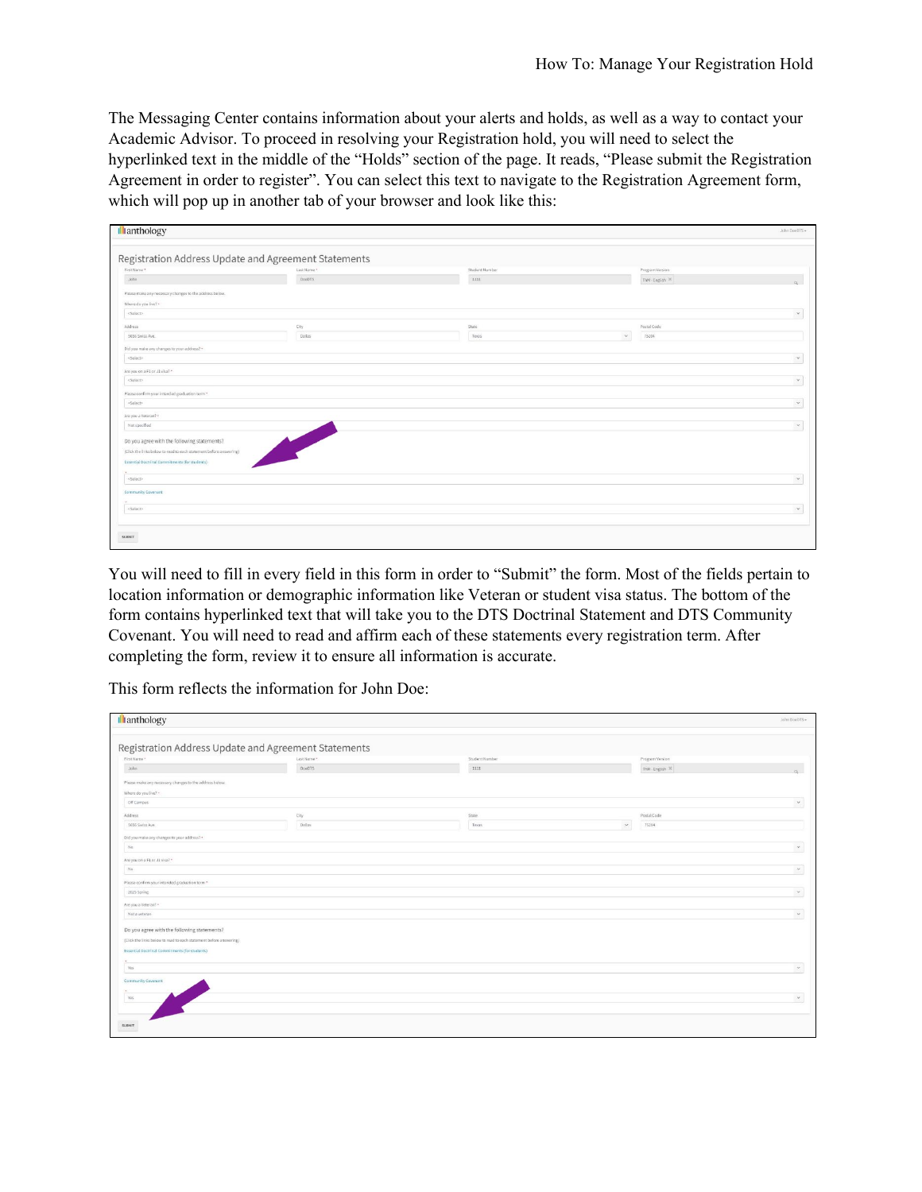The Messaging Center contains information about your alerts and holds, as well as a way to contact your Academic Advisor. To proceed in resolving your Registration hold, you will need to select the hyperlinked text in the middle of the "Holds" section of the page. It reads, "Please submit the Registration Agreement in order to register". You can select this text to navigate to the Registration Agreement form, which will pop up in another tab of your browser and look like this:

You will need to fill in every field in this form in order to "Submit" the form. Most of the fields pertain to location information or demographic information like Veteran or student visa status. The bottom of the form contains hyperlinked text that will take you to the DTS Doctrinal Statement and DTS Community Covenant. You will need to read and affirm each of these statements every registration term. After completing the form, review it to ensure all information is accurate.

This form reflects the information for John Doe: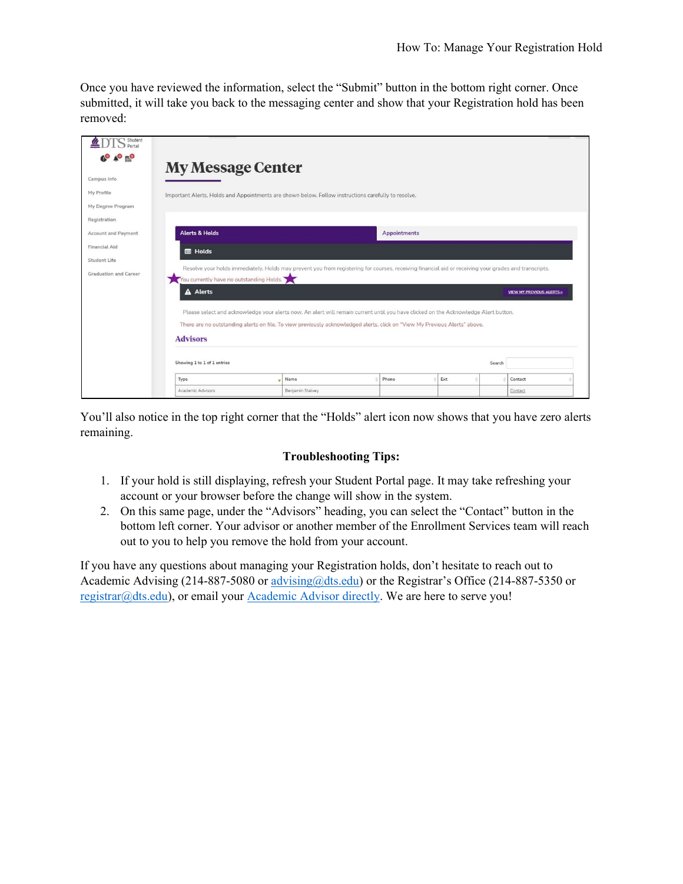Once you have reviewed the information, select the "Submit" button in the bottom right corner. Once submitted, it will take you back to the messaging center and show that your Registration hold has been removed:

You'll also notice in the top right corner that the "Holds" alert icon now shows that you have zero alerts remaining.

**Troubleshooting Tips:**

1. If your hold is still displaying, refresh your Student Portal page. It may take refreshing your account or your browser before the change will show in the system.
2. On this same page, under the "Advisors" heading, you can select the "Contact" button in the bottom left corner. Your advisor or another member of the Enrollment Services team will reach out to you to help you remove the hold from your account.

If you have any questions about managing your Registration holds, don't hesitate to reach out to Academic Advising (214-887-5080 or advising@dts.edu) or the Registrar's Office (214-887-5350 or registrar@dts.edu), or email your Academic Advisor directly. We are here to serve you!